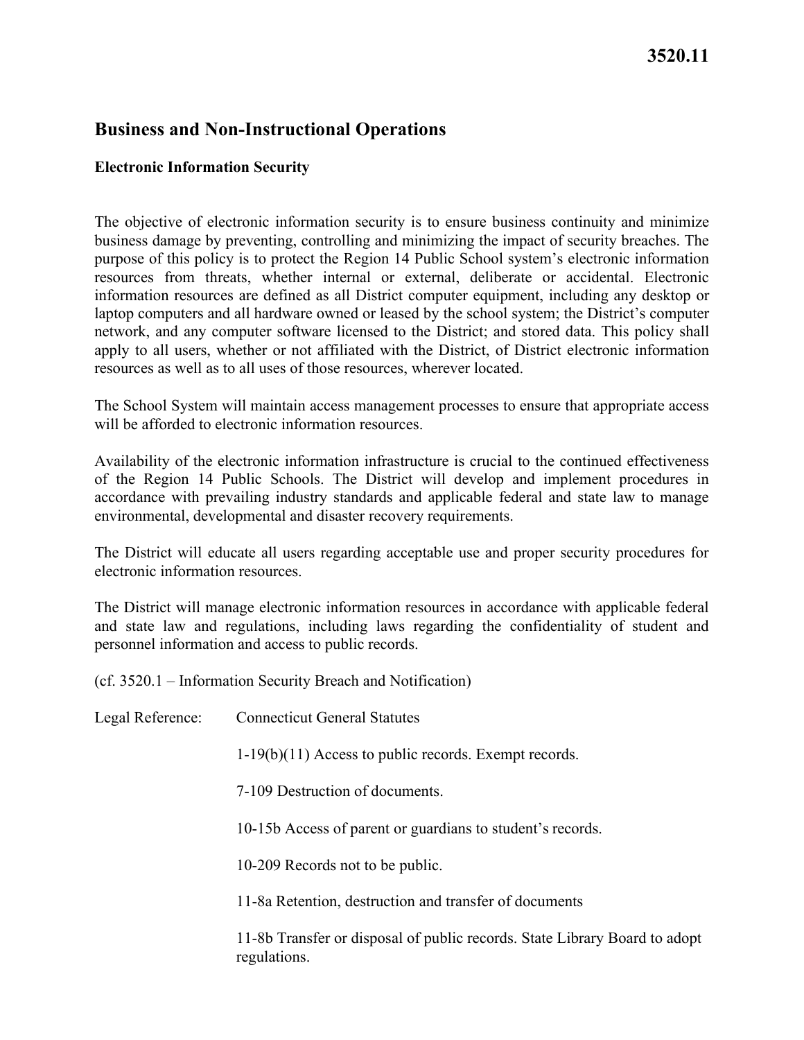**3520.11**

## Business and Non-Instructional Operations

### Electronic Information Security

The objective of electronic information security is to ensure business continuity and minimize business damage by preventing, controlling and minimizing the impact of security breaches. The purpose of this policy is to protect the Region 14 Public School system's electronic information resources from threats, whether internal or external, deliberate or accidental. Electronic information resources are defined as all District computer equipment, including any desktop or laptop computers and all hardware owned or leased by the school system; the District's computer network, and any computer software licensed to the District; and stored data. This policy shall apply to all users, whether or not affiliated with the District, of District electronic information resources as well as to all uses of those resources, wherever located.

The School System will maintain access management processes to ensure that appropriate access will be afforded to electronic information resources.

Availability of the electronic information infrastructure is crucial to the continued effectiveness of the Region 14 Public Schools. The District will develop and implement procedures in accordance with prevailing industry standards and applicable federal and state law to manage environmental, developmental and disaster recovery requirements.

The District will educate all users regarding acceptable use and proper security procedures for electronic information resources.

The District will manage electronic information resources in accordance with applicable federal and state law and regulations, including laws regarding the confidentiality of student and personnel information and access to public records.

(cf. 3520.1 – Information Security Breach and Notification)

Legal Reference: Connecticut General Statutes

1-19(b)(11) Access to public records. Exempt records.

7-109 Destruction of documents.

10-15b Access of parent or guardians to student's records.

10-209 Records not to be public.

11-8a Retention, destruction and transfer of documents

11-8b Transfer or disposal of public records. State Library Board to adopt regulations.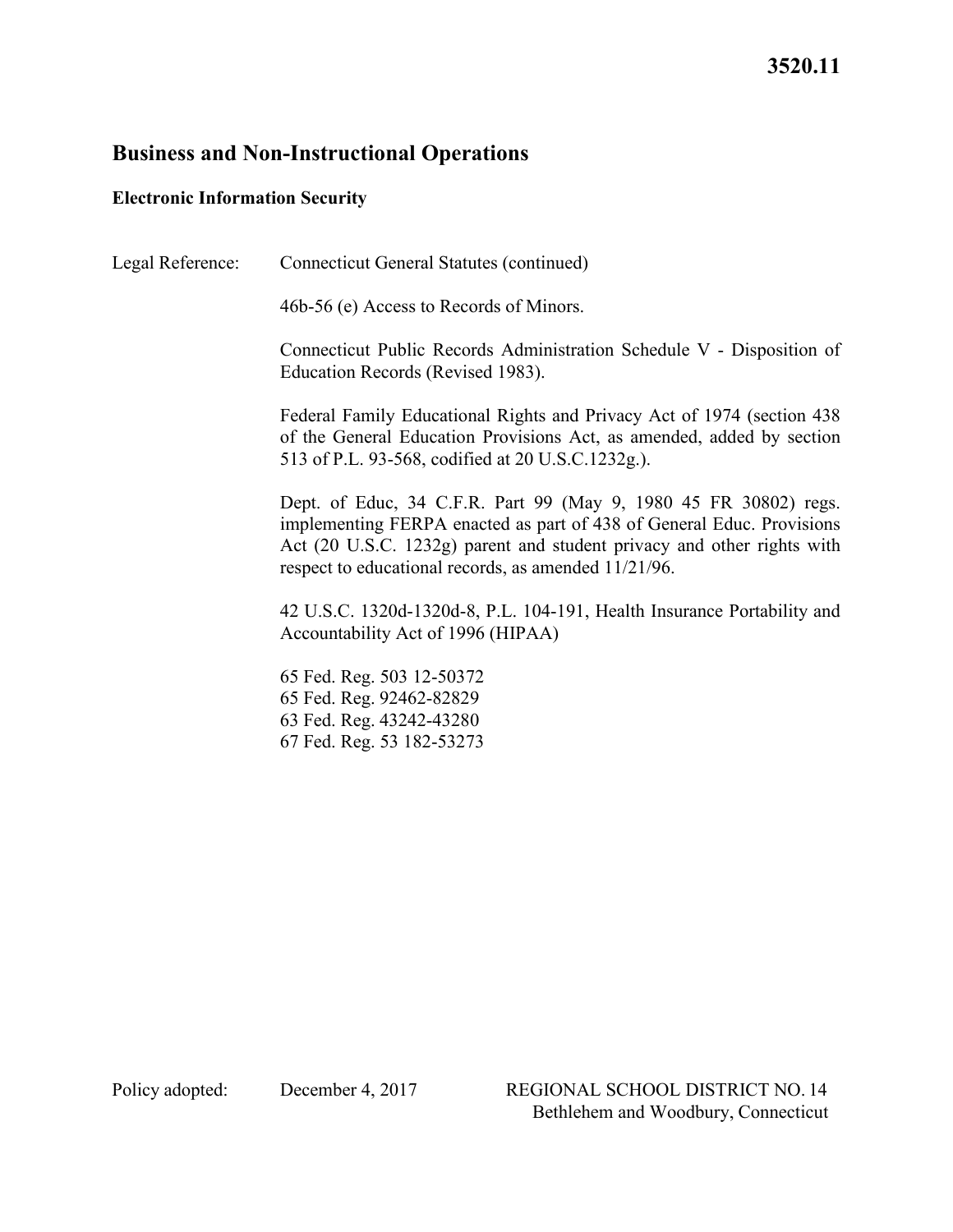# 3520.11

## Business and Non-Instructional Operations

### Electronic Information Security

Legal Reference: Connecticut General Statutes (continued)

46b-56 (e) Access to Records of Minors.

Connecticut Public Records Administration Schedule V - Disposition of Education Records (Revised 1983).

Federal Family Educational Rights and Privacy Act of 1974 (section 438 of the General Education Provisions Act, as amended, added by section 513 of P.L. 93-568, codified at 20 U.S.C.1232g.).

Dept. of Educ, 34 C.F.R. Part 99 (May 9, 1980 45 FR 30802) regs. implementing FERPA enacted as part of 438 of General Educ. Provisions Act (20 U.S.C. 1232g) parent and student privacy and other rights with respect to educational records, as amended 11/21/96.

42 U.S.C. 1320d-1320d-8, P.L. 104-191, Health Insurance Portability and Accountability Act of 1996 (HIPAA)

65 Fed. Reg. 503 12-50372
65 Fed. Reg. 92462-82829
63 Fed. Reg. 43242-43280
67 Fed. Reg. 53 182-53273

Policy adopted: December 4, 2017

REGIONAL SCHOOL DISTRICT NO. 14
Bethlehem and Woodbury, Connecticut